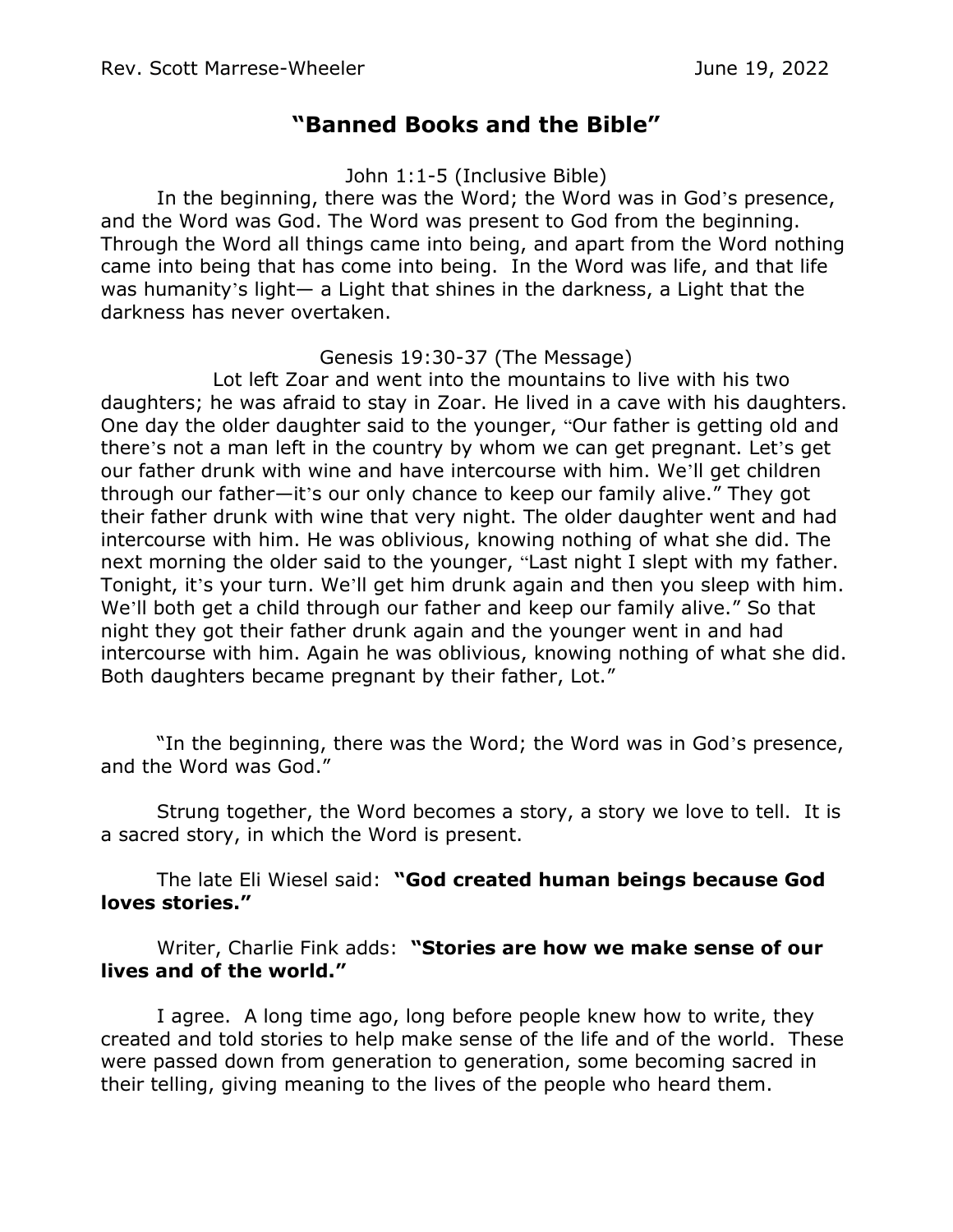Rev. Scott Marrese-Wheeler June 19, 2022

# "Banned Books and the Bible"

John 1:1-5 (Inclusive Bible)

In the beginning, there was the Word; the Word was in God's presence, and the Word was God. The Word was present to God from the beginning. Through the Word all things came into being, and apart from the Word nothing came into being that has come into being. In the Word was life, and that life was humanity's light— a Light that shines in the darkness, a Light that the darkness has never overtaken.

Genesis 19:30-37 (The Message)

Lot left Zoar and went into the mountains to live with his two daughters; he was afraid to stay in Zoar. He lived in a cave with his daughters. One day the older daughter said to the younger, "Our father is getting old and there's not a man left in the country by whom we can get pregnant. Let's get our father drunk with wine and have intercourse with him. We'll get children through our father—it's our only chance to keep our family alive." They got their father drunk with wine that very night. The older daughter went and had intercourse with him. He was oblivious, knowing nothing of what she did. The next morning the older said to the younger, "Last night I slept with my father. Tonight, it's your turn. We'll get him drunk again and then you sleep with him. We'll both get a child through our father and keep our family alive." So that night they got their father drunk again and the younger went in and had intercourse with him. Again he was oblivious, knowing nothing of what she did. Both daughters became pregnant by their father, Lot."

"In the beginning, there was the Word; the Word was in God's presence, and the Word was God."

Strung together, the Word becomes a story, a story we love to tell. It is a sacred story, in which the Word is present.

The late Eli Wiesel said: **"God created human beings because God loves stories."**

Writer, Charlie Fink adds: **"Stories are how we make sense of our lives and of the world."**

I agree. A long time ago, long before people knew how to write, they created and told stories to help make sense of the life and of the world. These were passed down from generation to generation, some becoming sacred in their telling, giving meaning to the lives of the people who heard them.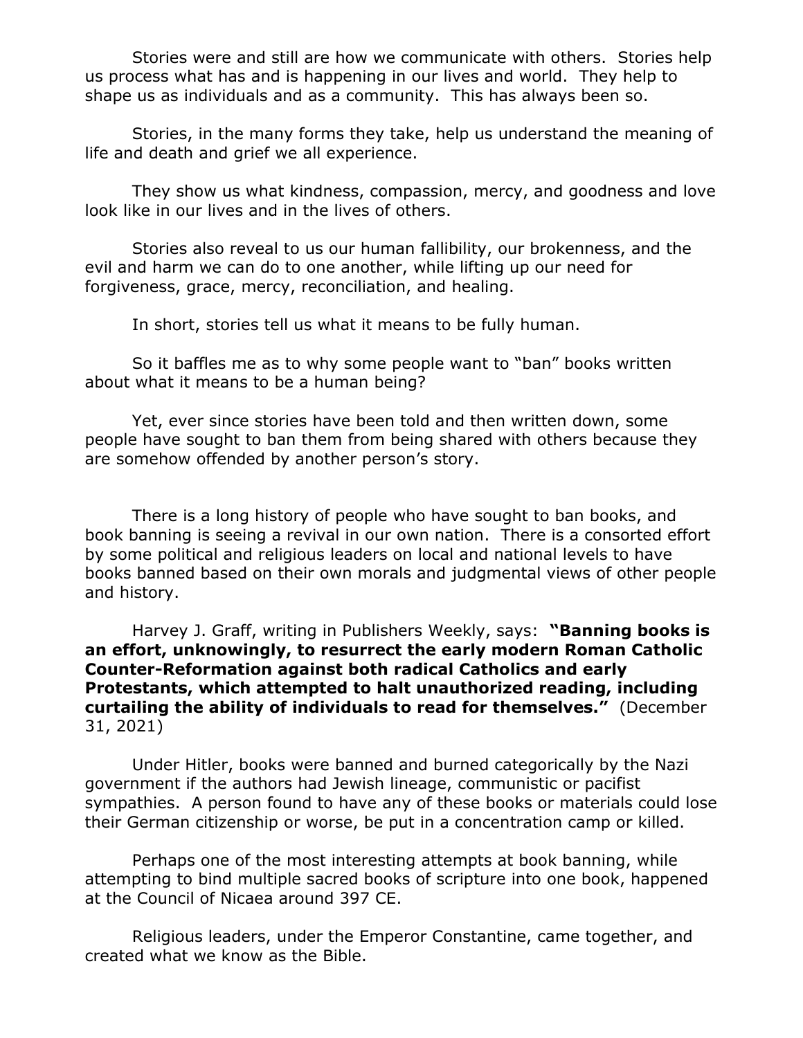Stories were and still are how we communicate with others. Stories help us process what has and is happening in our lives and world. They help to shape us as individuals and as a community. This has always been so.

Stories, in the many forms they take, help us understand the meaning of life and death and grief we all experience.

They show us what kindness, compassion, mercy, and goodness and love look like in our lives and in the lives of others.

Stories also reveal to us our human fallibility, our brokenness, and the evil and harm we can do to one another, while lifting up our need for forgiveness, grace, mercy, reconciliation, and healing.

In short, stories tell us what it means to be fully human.

So it baffles me as to why some people want to "ban" books written about what it means to be a human being?

Yet, ever since stories have been told and then written down, some people have sought to ban them from being shared with others because they are somehow offended by another person's story.

There is a long history of people who have sought to ban books, and book banning is seeing a revival in our own nation. There is a consorted effort by some political and religious leaders on local and national levels to have books banned based on their own morals and judgmental views of other people and history.

Harvey J. Graff, writing in Publishers Weekly, says: **"Banning books is an effort, unknowingly, to resurrect the early modern Roman Catholic Counter-Reformation against both radical Catholics and early Protestants, which attempted to halt unauthorized reading, including curtailing the ability of individuals to read for themselves."** (December 31, 2021)

Under Hitler, books were banned and burned categorically by the Nazi government if the authors had Jewish lineage, communistic or pacifist sympathies. A person found to have any of these books or materials could lose their German citizenship or worse, be put in a concentration camp or killed.

Perhaps one of the most interesting attempts at book banning, while attempting to bind multiple sacred books of scripture into one book, happened at the Council of Nicaea around 397 CE.

Religious leaders, under the Emperor Constantine, came together, and created what we know as the Bible.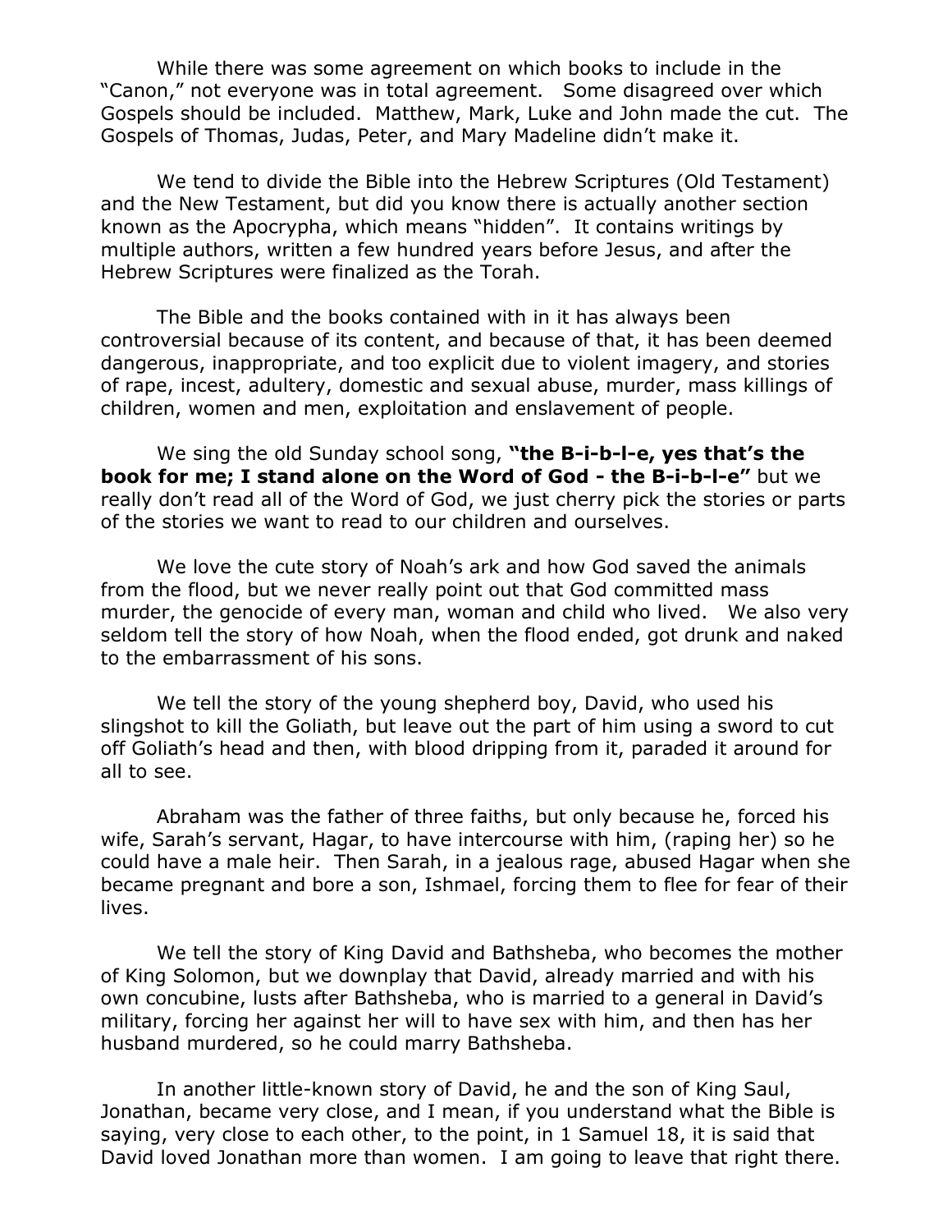While there was some agreement on which books to include in the "Canon," not everyone was in total agreement. Some disagreed over which Gospels should be included. Matthew, Mark, Luke and John made the cut. The Gospels of Thomas, Judas, Peter, and Mary Madeline didn't make it.

We tend to divide the Bible into the Hebrew Scriptures (Old Testament) and the New Testament, but did you know there is actually another section known as the Apocrypha, which means "hidden". It contains writings by multiple authors, written a few hundred years before Jesus, and after the Hebrew Scriptures were finalized as the Torah.

The Bible and the books contained with in it has always been controversial because of its content, and because of that, it has been deemed dangerous, inappropriate, and too explicit due to violent imagery, and stories of rape, incest, adultery, domestic and sexual abuse, murder, mass killings of children, women and men, exploitation and enslavement of people.

We sing the old Sunday school song, **"the B-i-b-l-e, yes that's the book for me; I stand alone on the Word of God - the B-i-b-l-e"** but we really don't read all of the Word of God, we just cherry pick the stories or parts of the stories we want to read to our children and ourselves.

We love the cute story of Noah's ark and how God saved the animals from the flood, but we never really point out that God committed mass murder, the genocide of every man, woman and child who lived. We also very seldom tell the story of how Noah, when the flood ended, got drunk and naked to the embarrassment of his sons.

We tell the story of the young shepherd boy, David, who used his slingshot to kill the Goliath, but leave out the part of him using a sword to cut off Goliath's head and then, with blood dripping from it, paraded it around for all to see.

Abraham was the father of three faiths, but only because he, forced his wife, Sarah's servant, Hagar, to have intercourse with him, (raping her) so he could have a male heir. Then Sarah, in a jealous rage, abused Hagar when she became pregnant and bore a son, Ishmael, forcing them to flee for fear of their lives.

We tell the story of King David and Bathsheba, who becomes the mother of King Solomon, but we downplay that David, already married and with his own concubine, lusts after Bathsheba, who is married to a general in David's military, forcing her against her will to have sex with him, and then has her husband murdered, so he could marry Bathsheba.

In another little-known story of David, he and the son of King Saul, Jonathan, became very close, and I mean, if you understand what the Bible is saying, very close to each other, to the point, in 1 Samuel 18, it is said that David loved Jonathan more than women. I am going to leave that right there.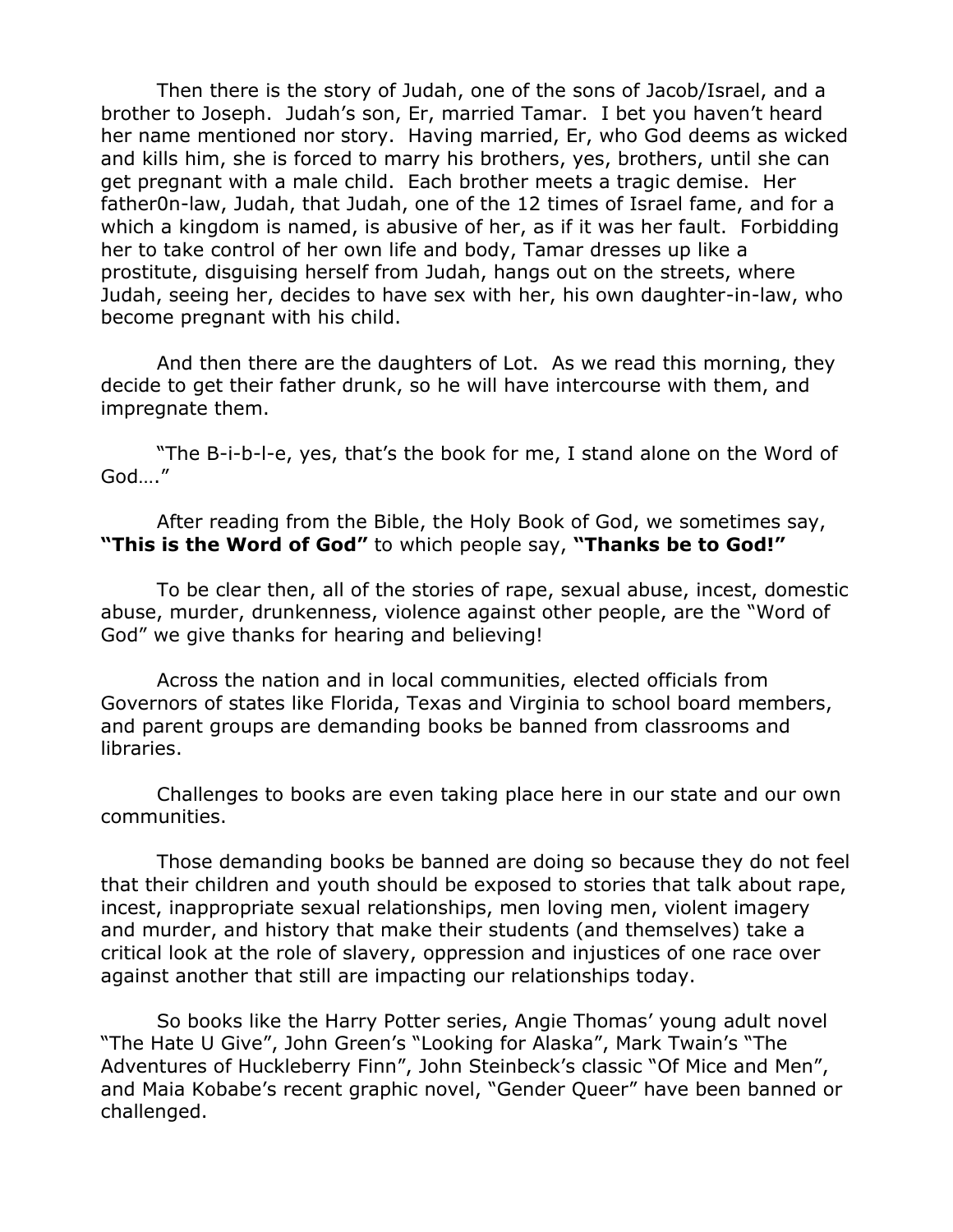Then there is the story of Judah, one of the sons of Jacob/Israel, and a brother to Joseph. Judah's son, Er, married Tamar. I bet you haven't heard her name mentioned nor story. Having married, Er, who God deems as wicked and kills him, she is forced to marry his brothers, yes, brothers, until she can get pregnant with a male child. Each brother meets a tragic demise. Her father0n-law, Judah, that Judah, one of the 12 times of Israel fame, and for a which a kingdom is named, is abusive of her, as if it was her fault. Forbidding her to take control of her own life and body, Tamar dresses up like a prostitute, disguising herself from Judah, hangs out on the streets, where Judah, seeing her, decides to have sex with her, his own daughter-in-law, who become pregnant with his child.

And then there are the daughters of Lot. As we read this morning, they decide to get their father drunk, so he will have intercourse with them, and impregnate them.

"The B-i-b-l-e, yes, that's the book for me, I stand alone on the Word of God…."

After reading from the Bible, the Holy Book of God, we sometimes say, **"This is the Word of God"** to which people say, **"Thanks be to God!"**

To be clear then, all of the stories of rape, sexual abuse, incest, domestic abuse, murder, drunkenness, violence against other people, are the "Word of God" we give thanks for hearing and believing!

Across the nation and in local communities, elected officials from Governors of states like Florida, Texas and Virginia to school board members, and parent groups are demanding books be banned from classrooms and libraries.

Challenges to books are even taking place here in our state and our own communities.

Those demanding books be banned are doing so because they do not feel that their children and youth should be exposed to stories that talk about rape, incest, inappropriate sexual relationships, men loving men, violent imagery and murder, and history that make their students (and themselves) take a critical look at the role of slavery, oppression and injustices of one race over against another that still are impacting our relationships today.

So books like the Harry Potter series, Angie Thomas' young adult novel "The Hate U Give", John Green's "Looking for Alaska", Mark Twain's "The Adventures of Huckleberry Finn", John Steinbeck's classic "Of Mice and Men", and Maia Kobabe's recent graphic novel, "Gender Queer" have been banned or challenged.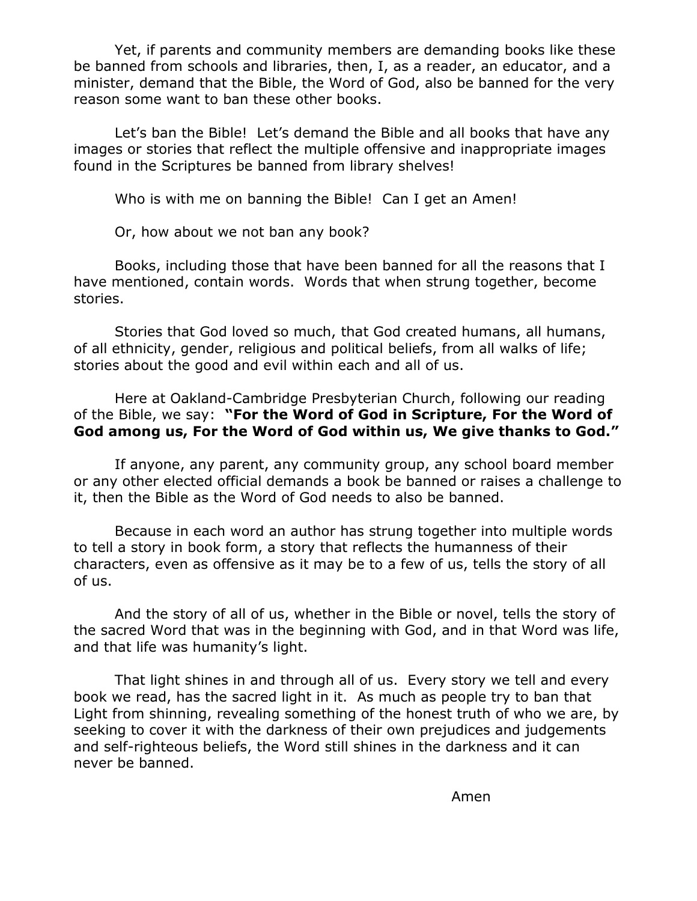Yet, if parents and community members are demanding books like these be banned from schools and libraries, then, I, as a reader, an educator, and a minister, demand that the Bible, the Word of God, also be banned for the very reason some want to ban these other books.

Let's ban the Bible! Let's demand the Bible and all books that have any images or stories that reflect the multiple offensive and inappropriate images found in the Scriptures be banned from library shelves!

Who is with me on banning the Bible! Can I get an Amen!

Or, how about we not ban any book?

Books, including those that have been banned for all the reasons that I have mentioned, contain words. Words that when strung together, become stories.

Stories that God loved so much, that God created humans, all humans, of all ethnicity, gender, religious and political beliefs, from all walks of life; stories about the good and evil within each and all of us.

Here at Oakland-Cambridge Presbyterian Church, following our reading of the Bible, we say: **"For the Word of God in Scripture, For the Word of God among us, For the Word of God within us, We give thanks to God."**

If anyone, any parent, any community group, any school board member or any other elected official demands a book be banned or raises a challenge to it, then the Bible as the Word of God needs to also be banned.

Because in each word an author has strung together into multiple words to tell a story in book form, a story that reflects the humanness of their characters, even as offensive as it may be to a few of us, tells the story of all of us.

And the story of all of us, whether in the Bible or novel, tells the story of the sacred Word that was in the beginning with God, and in that Word was life, and that life was humanity's light.

That light shines in and through all of us. Every story we tell and every book we read, has the sacred light in it. As much as people try to ban that Light from shinning, revealing something of the honest truth of who we are, by seeking to cover it with the darkness of their own prejudices and judgements and self-righteous beliefs, the Word still shines in the darkness and it can never be banned.

Amen